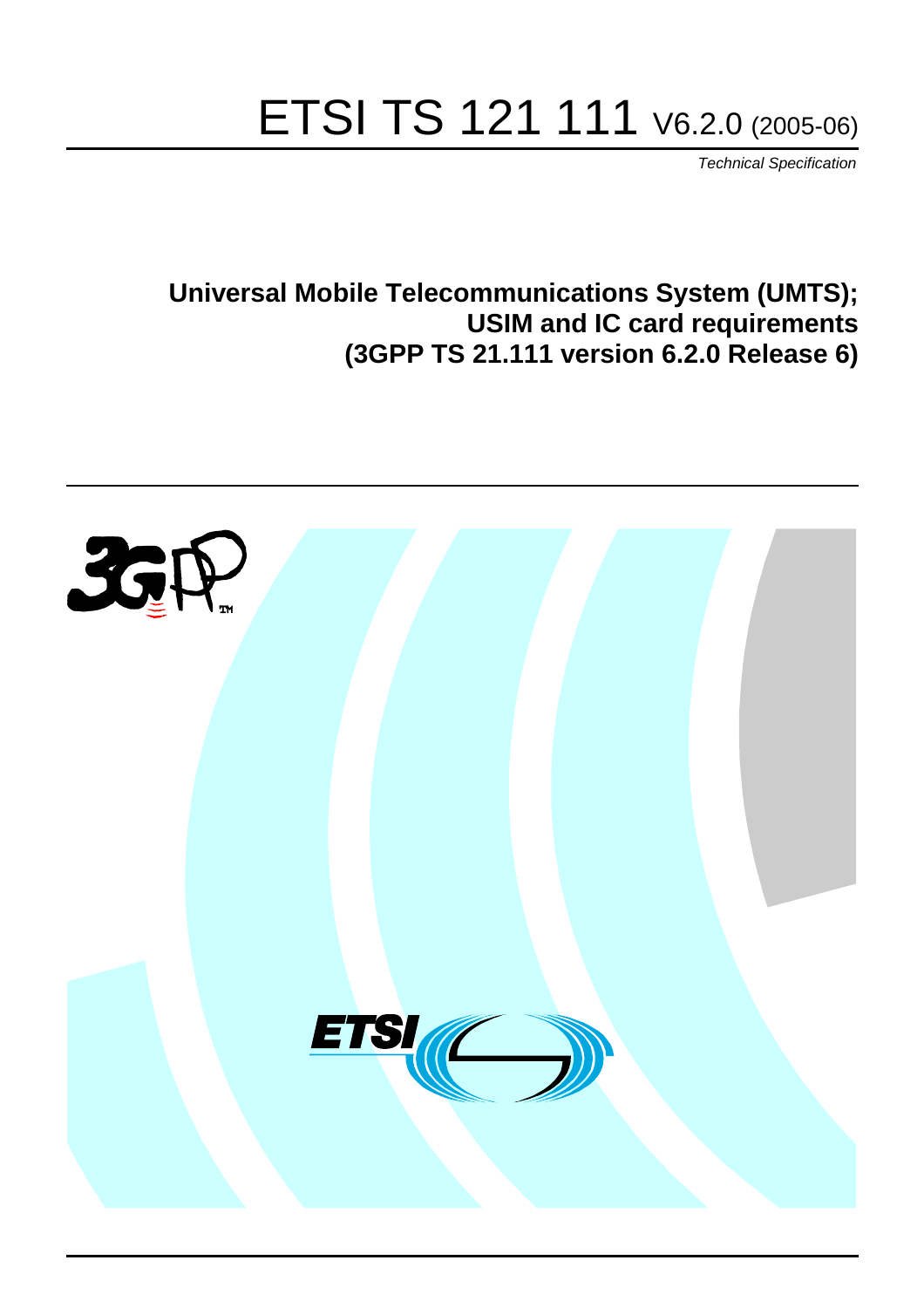# ETSI TS 121 111 V6.2.0 (2005-06)

*Technical Specification*

**Universal Mobile Telecommunications System (UMTS);**
**USIM and IC card requirements**
**(3GPP TS 21.111 version 6.2.0 Release 6)**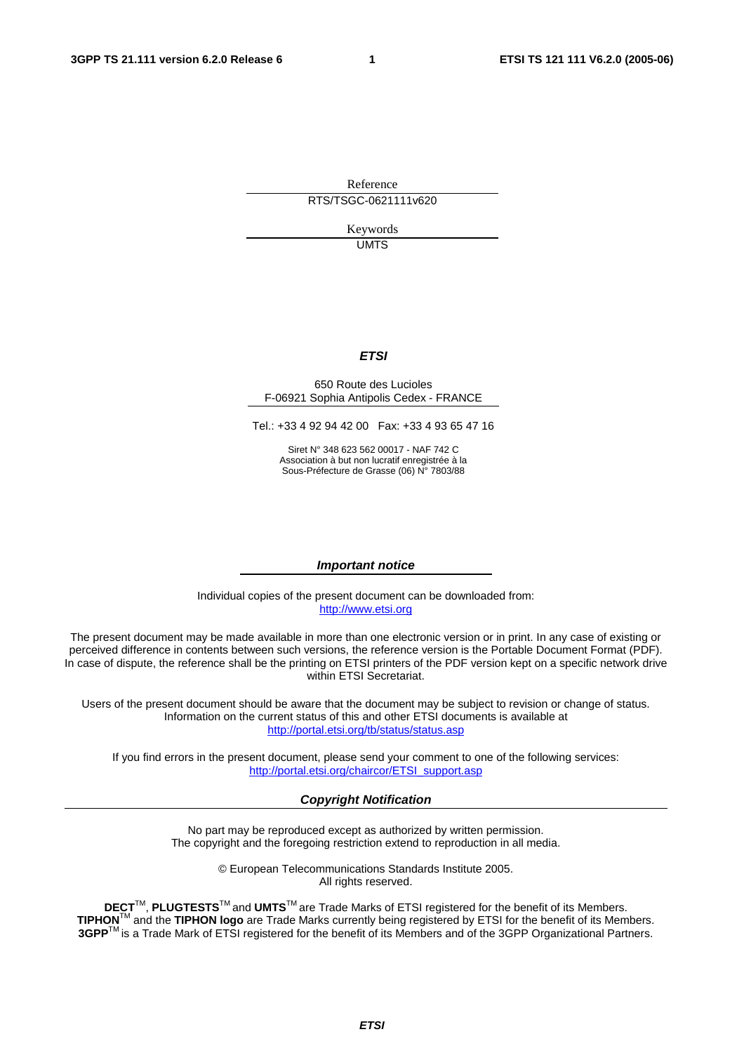Reference

RTS/TSGC-0621111v620

Keywords

UMTS

***ETSI***

650 Route des Lucioles
F-06921 Sophia Antipolis Cedex - FRANCE

Tel.: +33 4 92 94 42 00 Fax: +33 4 93 65 47 16

Siret N° 348 623 562 00017 - NAF 742 C
Association à but non lucratif enregistrée à la
Sous-Préfecture de Grasse (06) N° 7803/88

***Important notice***

Individual copies of the present document can be downloaded from:
http://www.etsi.org

The present document may be made available in more than one electronic version or in print. In any case of existing or perceived difference in contents between such versions, the reference version is the Portable Document Format (PDF). In case of dispute, the reference shall be the printing on ETSI printers of the PDF version kept on a specific network drive within ETSI Secretariat.

Users of the present document should be aware that the document may be subject to revision or change of status. Information on the current status of this and other ETSI documents is available at
http://portal.etsi.org/tb/status/status.asp

If you find errors in the present document, please send your comment to one of the following services:
http://portal.etsi.org/chaircor/ETSI_support.asp

***Copyright Notification***

No part may be reproduced except as authorized by written permission.
The copyright and the foregoing restriction extend to reproduction in all media.

© European Telecommunications Standards Institute 2005.
All rights reserved.

**DECT**TM, **PLUGTESTS**TM and **UMTS**TM are Trade Marks of ETSI registered for the benefit of its Members.
**TIPHON**TM and the **TIPHON logo** are Trade Marks currently being registered by ETSI for the benefit of its Members.
**3GPP**TM is a Trade Mark of ETSI registered for the benefit of its Members and of the 3GPP Organizational Partners.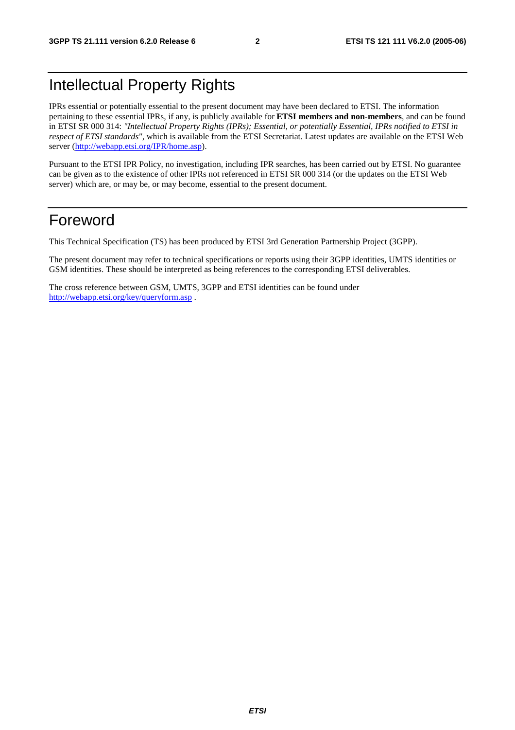# Intellectual Property Rights

IPRs essential or potentially essential to the present document may have been declared to ETSI. The information pertaining to these essential IPRs, if any, is publicly available for **ETSI members and non-members**, and can be found in ETSI SR 000 314: *"Intellectual Property Rights (IPRs); Essential, or potentially Essential, IPRs notified to ETSI in respect of ETSI standards"*, which is available from the ETSI Secretariat. Latest updates are available on the ETSI Web server (http://webapp.etsi.org/IPR/home.asp).

Pursuant to the ETSI IPR Policy, no investigation, including IPR searches, has been carried out by ETSI. No guarantee can be given as to the existence of other IPRs not referenced in ETSI SR 000 314 (or the updates on the ETSI Web server) which are, or may be, or may become, essential to the present document.

# Foreword

This Technical Specification (TS) has been produced by ETSI 3rd Generation Partnership Project (3GPP).

The present document may refer to technical specifications or reports using their 3GPP identities, UMTS identities or GSM identities. These should be interpreted as being references to the corresponding ETSI deliverables.

The cross reference between GSM, UMTS, 3GPP and ETSI identities can be found under http://webapp.etsi.org/key/queryform.asp .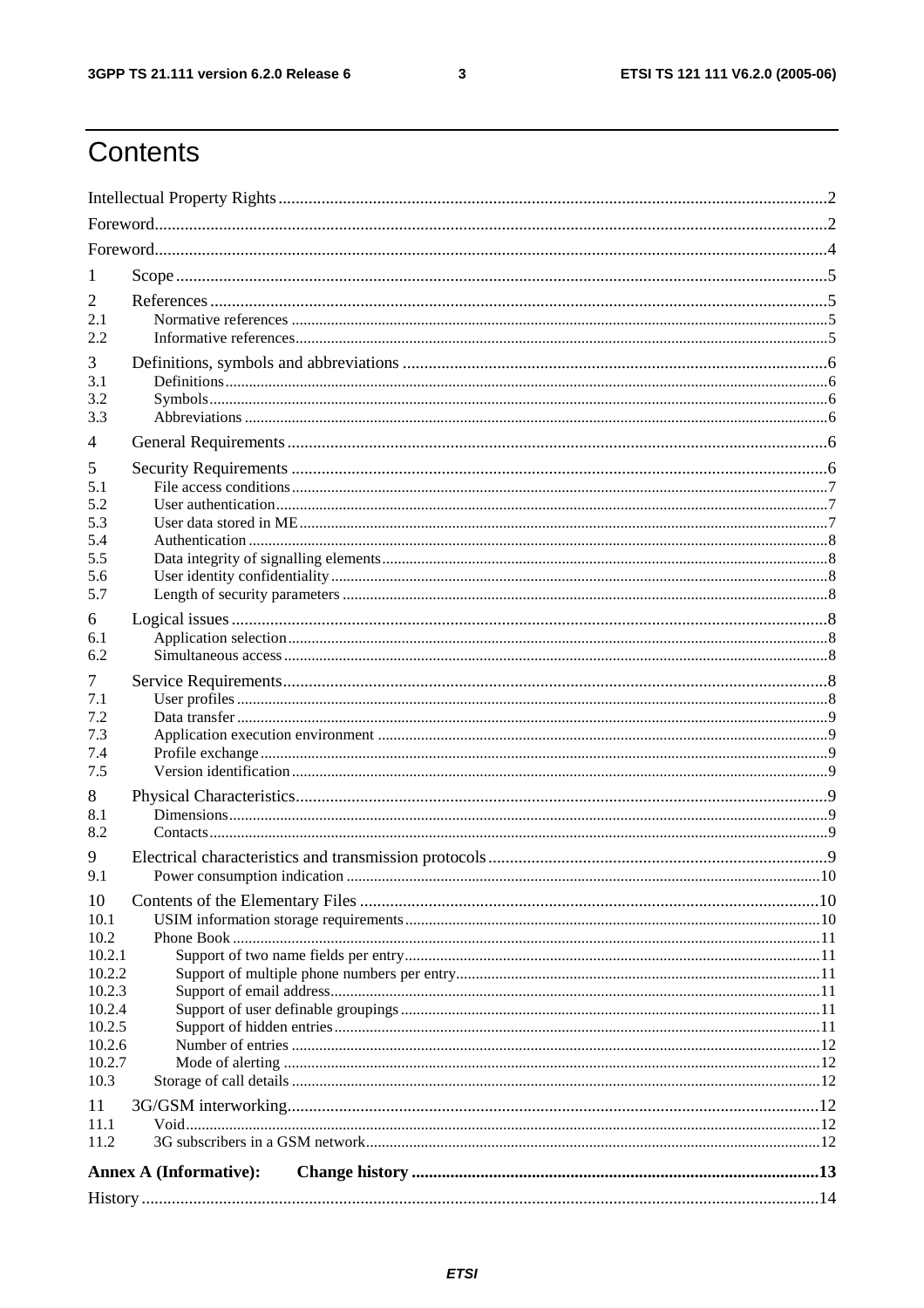# Contents

Intellectual Property Rights ..... 2

Foreword ..... 2

Foreword ..... 4

1 Scope ..... 5

2 References ..... 5
- 2.1 Normative references ..... 5
- 2.2 Informative references ..... 5

3 Definitions, symbols and abbreviations ..... 6
- 3.1 Definitions ..... 6
- 3.2 Symbols ..... 6
- 3.3 Abbreviations ..... 6

4 General Requirements ..... 6

5 Security Requirements ..... 6
- 5.1 File access conditions ..... 7
- 5.2 User authentication ..... 7
- 5.3 User data stored in ME ..... 7
- 5.4 Authentication ..... 8
- 5.5 Data integrity of signalling elements ..... 8
- 5.6 User identity confidentiality ..... 8
- 5.7 Length of security parameters ..... 8

6 Logical issues ..... 8
- 6.1 Application selection ..... 8
- 6.2 Simultaneous access ..... 8

7 Service Requirements ..... 8
- 7.1 User profiles ..... 8
- 7.2 Data transfer ..... 9
- 7.3 Application execution environment ..... 9
- 7.4 Profile exchange ..... 9
- 7.5 Version identification ..... 9

8 Physical Characteristics ..... 9
- 8.1 Dimensions ..... 9
- 8.2 Contacts ..... 9

9 Electrical characteristics and transmission protocols ..... 9
- 9.1 Power consumption indication ..... 10

10 Contents of the Elementary Files ..... 10
- 10.1 USIM information storage requirements ..... 10
- 10.2 Phone Book ..... 11
  - 10.2.1 Support of two name fields per entry ..... 11
  - 10.2.2 Support of multiple phone numbers per entry ..... 11
  - 10.2.3 Support of email address ..... 11
  - 10.2.4 Support of user definable groupings ..... 11
  - 10.2.5 Support of hidden entries ..... 11
  - 10.2.6 Number of entries ..... 12
  - 10.2.7 Mode of alerting ..... 12
- 10.3 Storage of call details ..... 12

11 3G/GSM interworking ..... 12
- 11.1 Void ..... 12
- 11.2 3G subscribers in a GSM network ..... 12

**Annex A (Informative): Change history ..... 13**

History ..... 14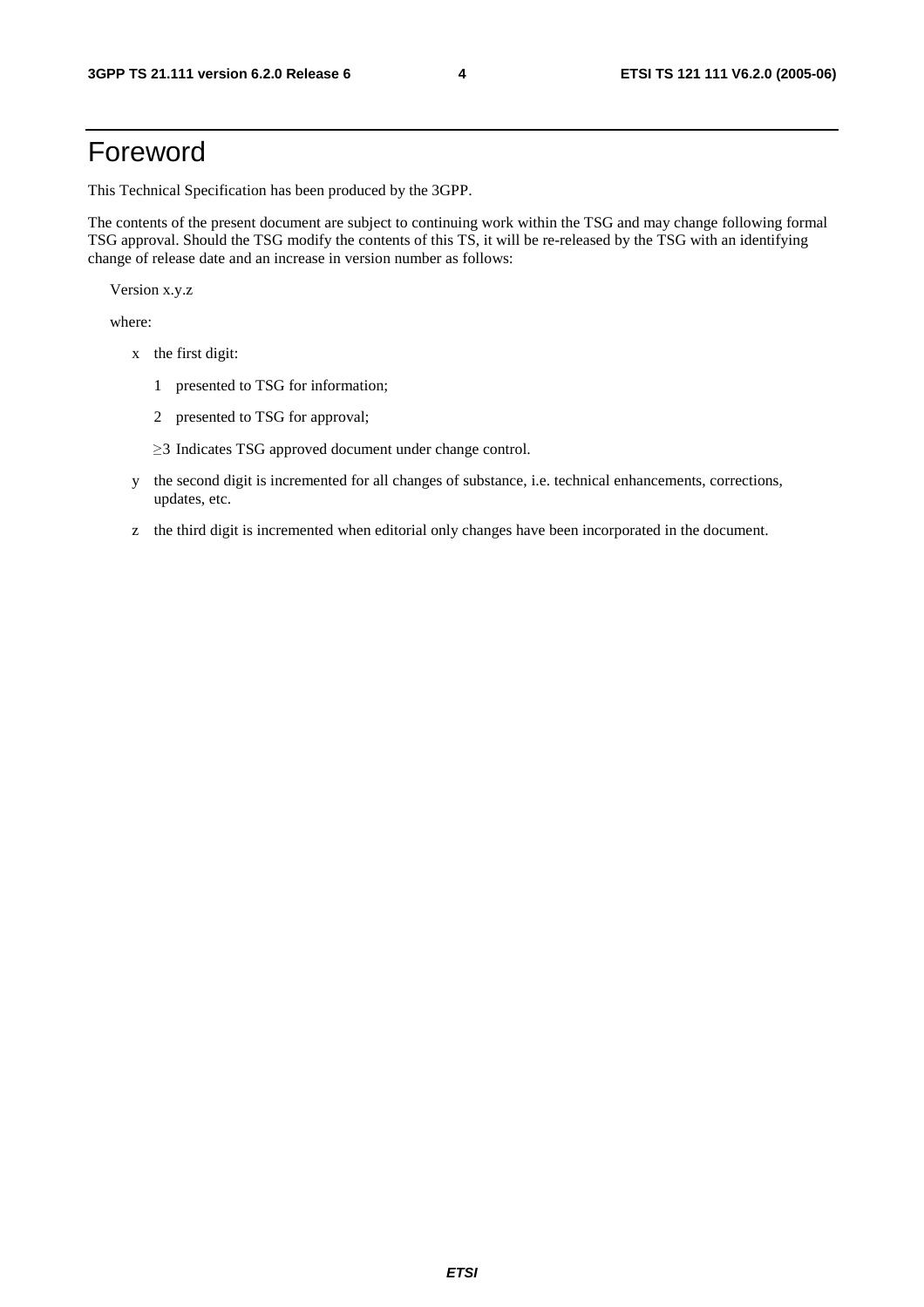# Foreword

This Technical Specification has been produced by the 3GPP.

The contents of the present document are subject to continuing work within the TSG and may change following formal TSG approval. Should the TSG modify the contents of this TS, it will be re-released by the TSG with an identifying change of release date and an increase in version number as follows:

Version x.y.z

where:

- x the first digit:
  - 1 presented to TSG for information;
  - 2 presented to TSG for approval;
  - ≥3 Indicates TSG approved document under change control.
- y the second digit is incremented for all changes of substance, i.e. technical enhancements, corrections, updates, etc.
- z the third digit is incremented when editorial only changes have been incorporated in the document.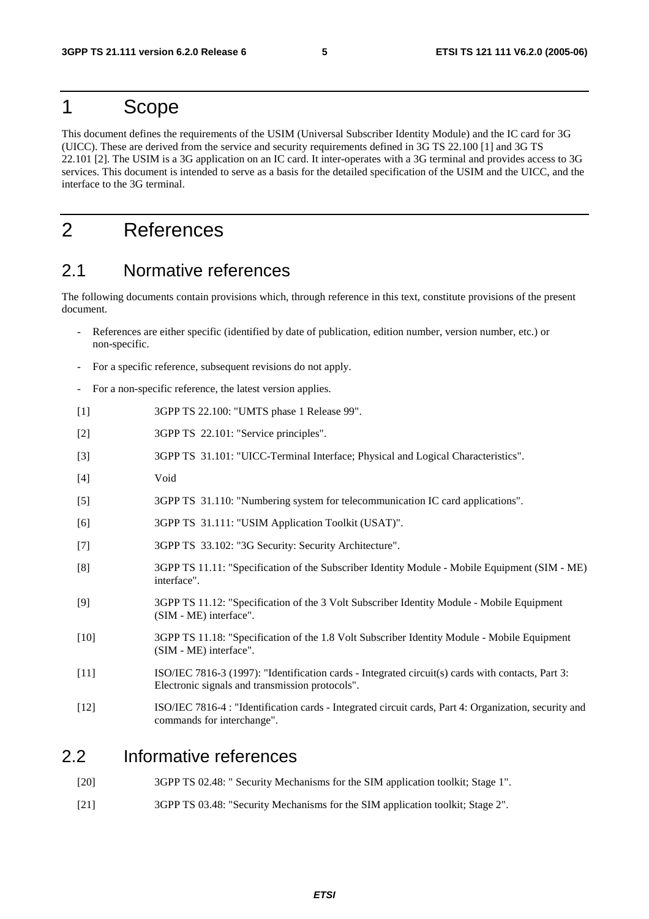# 1 Scope

This document defines the requirements of the USIM (Universal Subscriber Identity Module) and the IC card for 3G (UICC). These are derived from the service and security requirements defined in 3G TS 22.100 [1] and 3G TS 22.101 [2]. The USIM is a 3G application on an IC card. It inter-operates with a 3G terminal and provides access to 3G services. This document is intended to serve as a basis for the detailed specification of the USIM and the UICC, and the interface to the 3G terminal.

# 2 References

## 2.1 Normative references

The following documents contain provisions which, through reference in this text, constitute provisions of the present document.

- References are either specific (identified by date of publication, edition number, version number, etc.) or non-specific.
- For a specific reference, subsequent revisions do not apply.
- For a non-specific reference, the latest version applies.

[1] 3GPP TS 22.100: "UMTS phase 1 Release 99".

[2] 3GPP TS 22.101: "Service principles".

[3] 3GPP TS 31.101: "UICC-Terminal Interface; Physical and Logical Characteristics".

[4] Void

[5] 3GPP TS 31.110: "Numbering system for telecommunication IC card applications".

[6] 3GPP TS 31.111: "USIM Application Toolkit (USAT)".

[7] 3GPP TS 33.102: "3G Security: Security Architecture".

[8] 3GPP TS 11.11: "Specification of the Subscriber Identity Module - Mobile Equipment (SIM - ME) interface".

[9] 3GPP TS 11.12: "Specification of the 3 Volt Subscriber Identity Module - Mobile Equipment (SIM - ME) interface".

[10] 3GPP TS 11.18: "Specification of the 1.8 Volt Subscriber Identity Module - Mobile Equipment (SIM - ME) interface".

[11] ISO/IEC 7816-3 (1997): "Identification cards - Integrated circuit(s) cards with contacts, Part 3: Electronic signals and transmission protocols".

[12] ISO/IEC 7816-4 : "Identification cards - Integrated circuit cards, Part 4: Organization, security and commands for interchange".

## 2.2 Informative references

[20] 3GPP TS 02.48: " Security Mechanisms for the SIM application toolkit; Stage 1".

[21] 3GPP TS 03.48: "Security Mechanisms for the SIM application toolkit; Stage 2".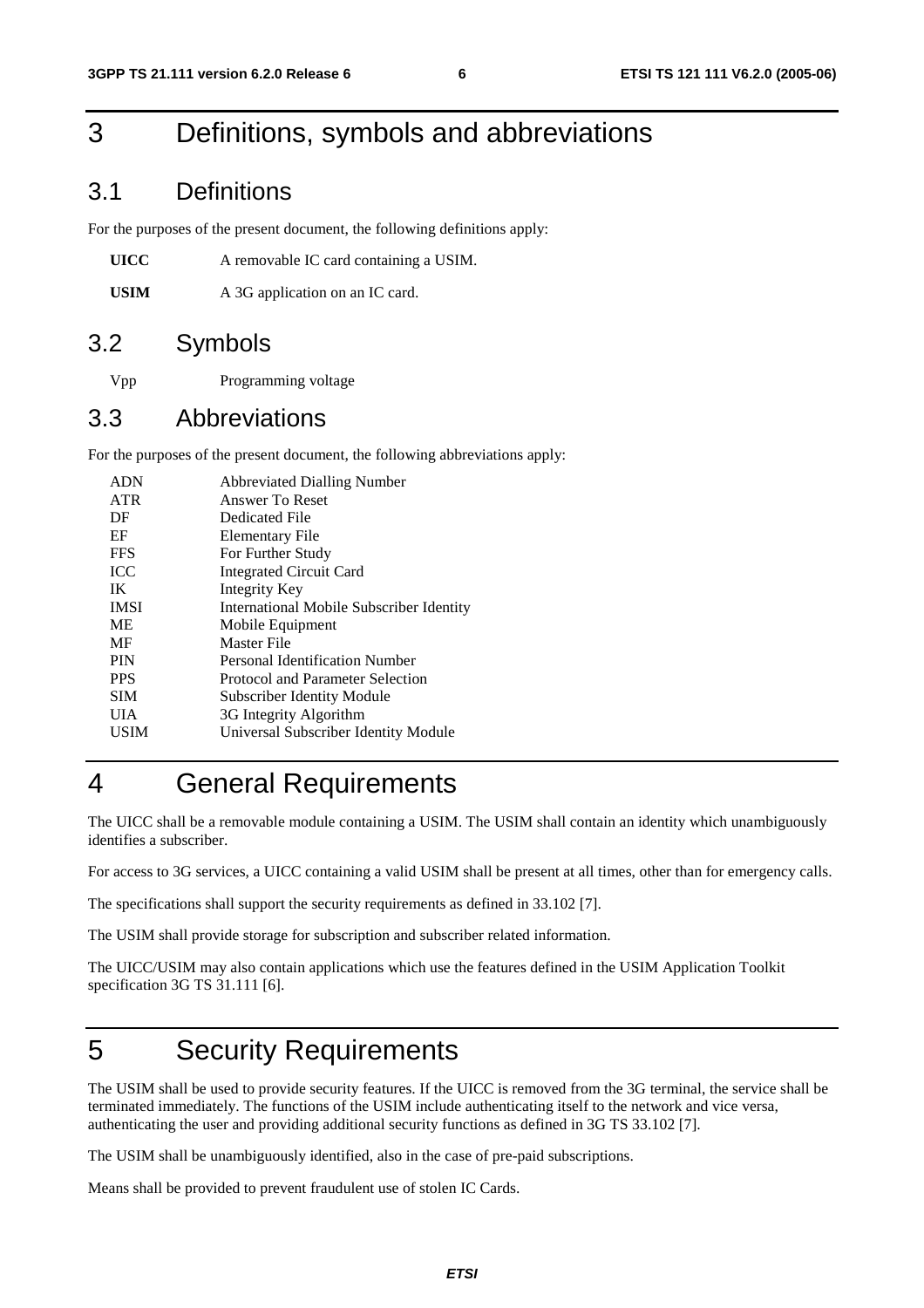# 3 Definitions, symbols and abbreviations

## 3.1 Definitions

For the purposes of the present document, the following definitions apply:

**UICC** A removable IC card containing a USIM.

**USIM** A 3G application on an IC card.

## 3.2 Symbols

Vpp Programming voltage

## 3.3 Abbreviations

For the purposes of the present document, the following abbreviations apply:

| | |
|---|---|
| ADN | Abbreviated Dialling Number |
| ATR | Answer To Reset |
| DF | Dedicated File |
| EF | Elementary File |
| FFS | For Further Study |
| ICC | Integrated Circuit Card |
| IK | Integrity Key |
| IMSI | International Mobile Subscriber Identity |
| ME | Mobile Equipment |
| MF | Master File |
| PIN | Personal Identification Number |
| PPS | Protocol and Parameter Selection |
| SIM | Subscriber Identity Module |
| UIA | 3G Integrity Algorithm |
| USIM | Universal Subscriber Identity Module |

# 4 General Requirements

The UICC shall be a removable module containing a USIM. The USIM shall contain an identity which unambiguously identifies a subscriber.

For access to 3G services, a UICC containing a valid USIM shall be present at all times, other than for emergency calls.

The specifications shall support the security requirements as defined in 33.102 [7].

The USIM shall provide storage for subscription and subscriber related information.

The UICC/USIM may also contain applications which use the features defined in the USIM Application Toolkit specification 3G TS 31.111 [6].

# 5 Security Requirements

The USIM shall be used to provide security features. If the UICC is removed from the 3G terminal, the service shall be terminated immediately. The functions of the USIM include authenticating itself to the network and vice versa, authenticating the user and providing additional security functions as defined in 3G TS 33.102 [7].

The USIM shall be unambiguously identified, also in the case of pre-paid subscriptions.

Means shall be provided to prevent fraudulent use of stolen IC Cards.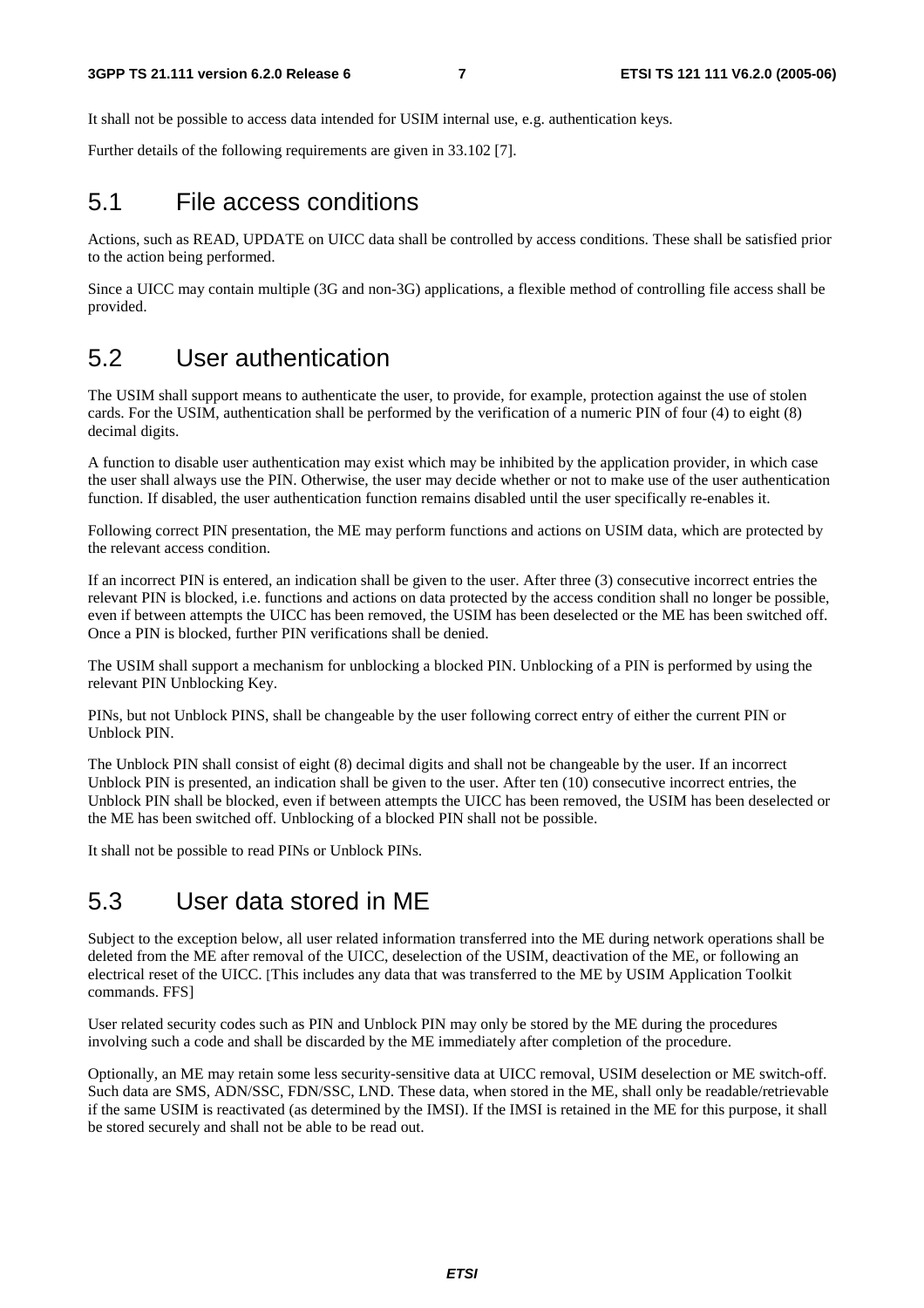It shall not be possible to access data intended for USIM internal use, e.g. authentication keys.

Further details of the following requirements are given in 33.102 [7].

## 5.1 File access conditions

Actions, such as READ, UPDATE on UICC data shall be controlled by access conditions. These shall be satisfied prior to the action being performed.

Since a UICC may contain multiple (3G and non-3G) applications, a flexible method of controlling file access shall be provided.

## 5.2 User authentication

The USIM shall support means to authenticate the user, to provide, for example, protection against the use of stolen cards. For the USIM, authentication shall be performed by the verification of a numeric PIN of four (4) to eight (8) decimal digits.

A function to disable user authentication may exist which may be inhibited by the application provider, in which case the user shall always use the PIN. Otherwise, the user may decide whether or not to make use of the user authentication function. If disabled, the user authentication function remains disabled until the user specifically re-enables it.

Following correct PIN presentation, the ME may perform functions and actions on USIM data, which are protected by the relevant access condition.

If an incorrect PIN is entered, an indication shall be given to the user. After three (3) consecutive incorrect entries the relevant PIN is blocked, i.e. functions and actions on data protected by the access condition shall no longer be possible, even if between attempts the UICC has been removed, the USIM has been deselected or the ME has been switched off. Once a PIN is blocked, further PIN verifications shall be denied.

The USIM shall support a mechanism for unblocking a blocked PIN. Unblocking of a PIN is performed by using the relevant PIN Unblocking Key.

PINs, but not Unblock PINS, shall be changeable by the user following correct entry of either the current PIN or Unblock PIN.

The Unblock PIN shall consist of eight (8) decimal digits and shall not be changeable by the user. If an incorrect Unblock PIN is presented, an indication shall be given to the user. After ten (10) consecutive incorrect entries, the Unblock PIN shall be blocked, even if between attempts the UICC has been removed, the USIM has been deselected or the ME has been switched off. Unblocking of a blocked PIN shall not be possible.

It shall not be possible to read PINs or Unblock PINs.

## 5.3 User data stored in ME

Subject to the exception below, all user related information transferred into the ME during network operations shall be deleted from the ME after removal of the UICC, deselection of the USIM, deactivation of the ME, or following an electrical reset of the UICC. [This includes any data that was transferred to the ME by USIM Application Toolkit commands. FFS]

User related security codes such as PIN and Unblock PIN may only be stored by the ME during the procedures involving such a code and shall be discarded by the ME immediately after completion of the procedure.

Optionally, an ME may retain some less security-sensitive data at UICC removal, USIM deselection or ME switch-off. Such data are SMS, ADN/SSC, FDN/SSC, LND. These data, when stored in the ME, shall only be readable/retrievable if the same USIM is reactivated (as determined by the IMSI). If the IMSI is retained in the ME for this purpose, it shall be stored securely and shall not be able to be read out.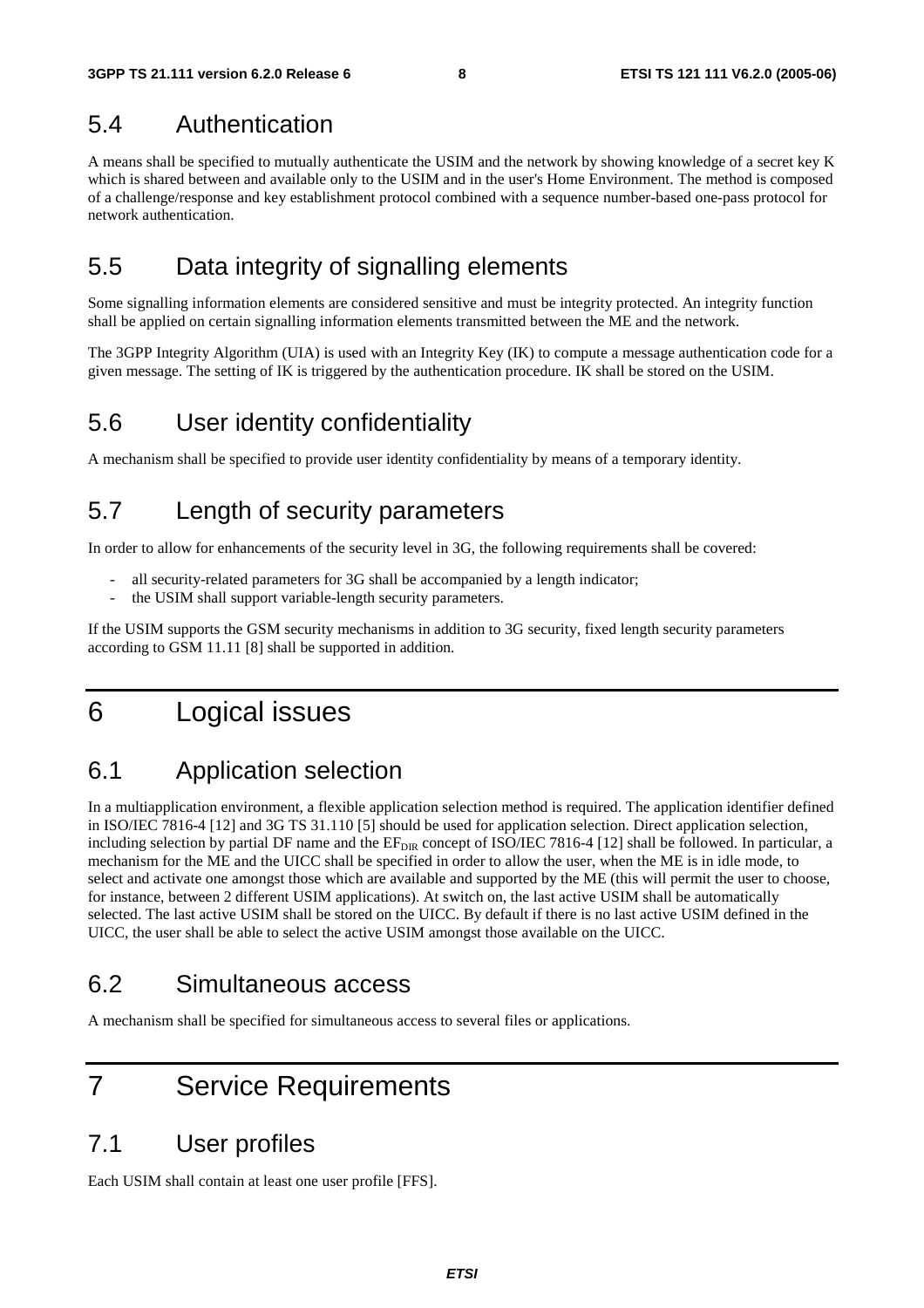## 5.4 Authentication

A means shall be specified to mutually authenticate the USIM and the network by showing knowledge of a secret key K which is shared between and available only to the USIM and in the user's Home Environment. The method is composed of a challenge/response and key establishment protocol combined with a sequence number-based one-pass protocol for network authentication.

## 5.5 Data integrity of signalling elements

Some signalling information elements are considered sensitive and must be integrity protected. An integrity function shall be applied on certain signalling information elements transmitted between the ME and the network.

The 3GPP Integrity Algorithm (UIA) is used with an Integrity Key (IK) to compute a message authentication code for a given message. The setting of IK is triggered by the authentication procedure. IK shall be stored on the USIM.

## 5.6 User identity confidentiality

A mechanism shall be specified to provide user identity confidentiality by means of a temporary identity.

## 5.7 Length of security parameters

In order to allow for enhancements of the security level in 3G, the following requirements shall be covered:

- all security-related parameters for 3G shall be accompanied by a length indicator;
- the USIM shall support variable-length security parameters.

If the USIM supports the GSM security mechanisms in addition to 3G security, fixed length security parameters according to GSM 11.11 [8] shall be supported in addition.

# 6 Logical issues

## 6.1 Application selection

In a multiapplication environment, a flexible application selection method is required. The application identifier defined in ISO/IEC 7816-4 [12] and 3G TS 31.110 [5] should be used for application selection. Direct application selection, including selection by partial DF name and the $EF_{DIR}$ concept of ISO/IEC 7816-4 [12] shall be followed. In particular, a mechanism for the ME and the UICC shall be specified in order to allow the user, when the ME is in idle mode, to select and activate one amongst those which are available and supported by the ME (this will permit the user to choose, for instance, between 2 different USIM applications). At switch on, the last active USIM shall be automatically selected. The last active USIM shall be stored on the UICC. By default if there is no last active USIM defined in the UICC, the user shall be able to select the active USIM amongst those available on the UICC.

## 6.2 Simultaneous access

A mechanism shall be specified for simultaneous access to several files or applications.

# 7 Service Requirements

## 7.1 User profiles

Each USIM shall contain at least one user profile [FFS].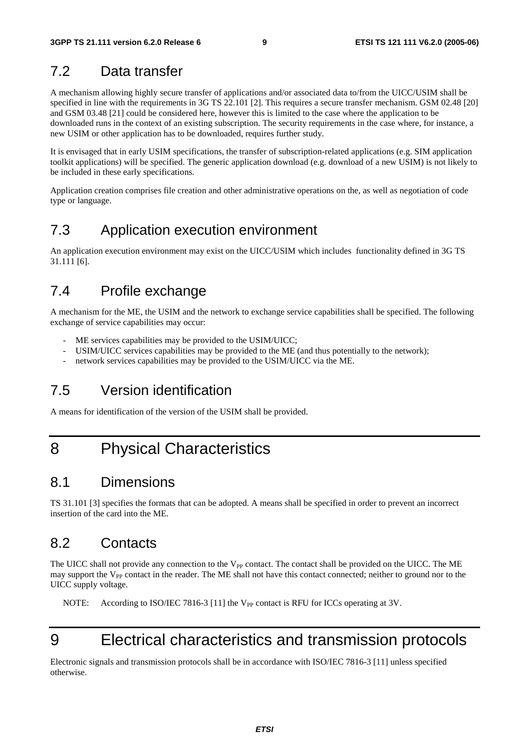## 7.2 Data transfer

A mechanism allowing highly secure transfer of applications and/or associated data to/from the UICC/USIM shall be specified in line with the requirements in 3G TS 22.101 [2]. This requires a secure transfer mechanism. GSM 02.48 [20] and GSM 03.48 [21] could be considered here, however this is limited to the case where the application to be downloaded runs in the context of an existing subscription. The security requirements in the case where, for instance, a new USIM or other application has to be downloaded, requires further study.

It is envisaged that in early USIM specifications, the transfer of subscription-related applications (e.g. SIM application toolkit applications) will be specified. The generic application download (e.g. download of a new USIM) is not likely to be included in these early specifications.

Application creation comprises file creation and other administrative operations on the, as well as negotiation of code type or language.

## 7.3 Application execution environment

An application execution environment may exist on the UICC/USIM which includes functionality defined in 3G TS 31.111 [6].

## 7.4 Profile exchange

A mechanism for the ME, the USIM and the network to exchange service capabilities shall be specified. The following exchange of service capabilities may occur:

- ME services capabilities may be provided to the USIM/UICC;
- USIM/UICC services capabilities may be provided to the ME (and thus potentially to the network);
- network services capabilities may be provided to the USIM/UICC via the ME.

## 7.5 Version identification

A means for identification of the version of the USIM shall be provided.

# 8 Physical Characteristics

## 8.1 Dimensions

TS 31.101 [3] specifies the formats that can be adopted. A means shall be specified in order to prevent an incorrect insertion of the card into the ME.

## 8.2 Contacts

The UICC shall not provide any connection to the $V_{PP}$ contact. The contact shall be provided on the UICC. The ME may support the $V_{PP}$ contact in the reader. The ME shall not have this contact connected; neither to ground nor to the UICC supply voltage.

NOTE: According to ISO/IEC 7816-3 [11] the $V_{PP}$ contact is RFU for ICCs operating at 3V.

# 9 Electrical characteristics and transmission protocols

Electronic signals and transmission protocols shall be in accordance with ISO/IEC 7816-3 [11] unless specified otherwise.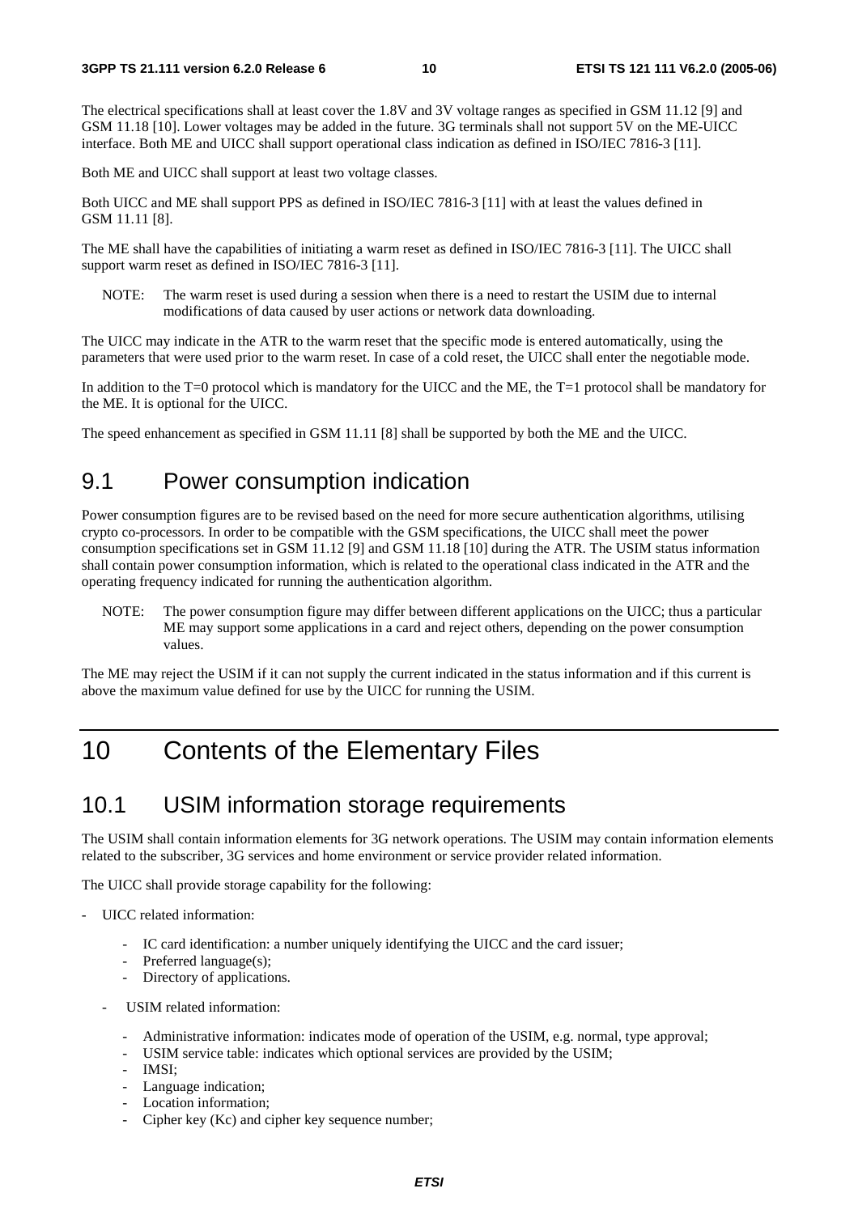The electrical specifications shall at least cover the 1.8V and 3V voltage ranges as specified in GSM 11.12 [9] and GSM 11.18 [10]. Lower voltages may be added in the future. 3G terminals shall not support 5V on the ME-UICC interface. Both ME and UICC shall support operational class indication as defined in ISO/IEC 7816-3 [11].

Both ME and UICC shall support at least two voltage classes.

Both UICC and ME shall support PPS as defined in ISO/IEC 7816-3 [11] with at least the values defined in GSM 11.11 [8].

The ME shall have the capabilities of initiating a warm reset as defined in ISO/IEC 7816-3 [11]. The UICC shall support warm reset as defined in ISO/IEC 7816-3 [11].

NOTE: The warm reset is used during a session when there is a need to restart the USIM due to internal modifications of data caused by user actions or network data downloading.

The UICC may indicate in the ATR to the warm reset that the specific mode is entered automatically, using the parameters that were used prior to the warm reset. In case of a cold reset, the UICC shall enter the negotiable mode.

In addition to the T=0 protocol which is mandatory for the UICC and the ME, the T=1 protocol shall be mandatory for the ME. It is optional for the UICC.

The speed enhancement as specified in GSM 11.11 [8] shall be supported by both the ME and the UICC.

## 9.1 Power consumption indication

Power consumption figures are to be revised based on the need for more secure authentication algorithms, utilising crypto co-processors. In order to be compatible with the GSM specifications, the UICC shall meet the power consumption specifications set in GSM 11.12 [9] and GSM 11.18 [10] during the ATR. The USIM status information shall contain power consumption information, which is related to the operational class indicated in the ATR and the operating frequency indicated for running the authentication algorithm.

NOTE: The power consumption figure may differ between different applications on the UICC; thus a particular ME may support some applications in a card and reject others, depending on the power consumption values.

The ME may reject the USIM if it can not supply the current indicated in the status information and if this current is above the maximum value defined for use by the UICC for running the USIM.

# 10 Contents of the Elementary Files

## 10.1 USIM information storage requirements

The USIM shall contain information elements for 3G network operations. The USIM may contain information elements related to the subscriber, 3G services and home environment or service provider related information.

The UICC shall provide storage capability for the following:

- UICC related information:
    - IC card identification: a number uniquely identifying the UICC and the card issuer;
    - Preferred language(s);
    - Directory of applications.
  - USIM related information:
    - Administrative information: indicates mode of operation of the USIM, e.g. normal, type approval;
    - USIM service table: indicates which optional services are provided by the USIM;
    - IMSI;
    - Language indication;
    - Location information;
    - Cipher key (Kc) and cipher key sequence number;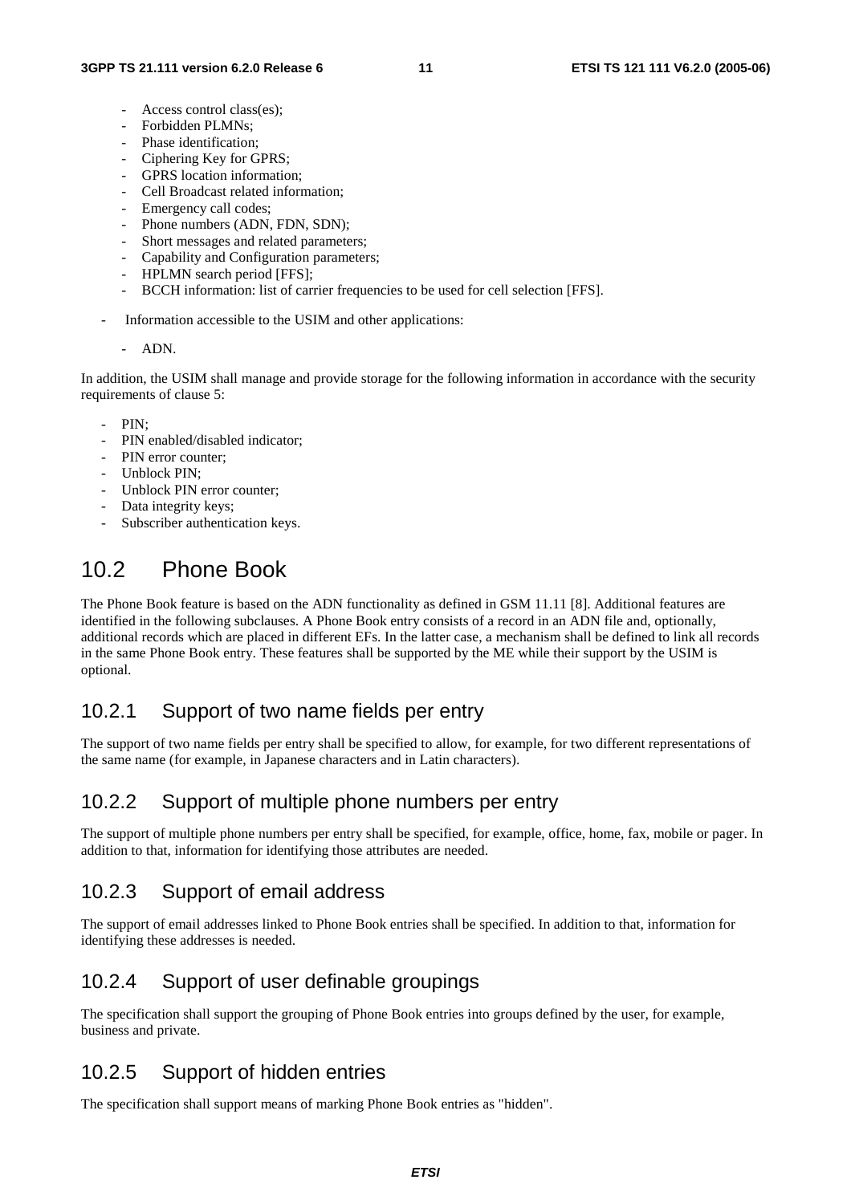- Access control class(es);
  - Forbidden PLMNs;
  - Phase identification;
  - Ciphering Key for GPRS;
  - GPRS location information;
  - Cell Broadcast related information;
  - Emergency call codes;
  - Phone numbers (ADN, FDN, SDN);
  - Short messages and related parameters;
  - Capability and Configuration parameters;
  - HPLMN search period [FFS];
  - BCCH information: list of carrier frequencies to be used for cell selection [FFS].

- Information accessible to the USIM and other applications:
  - ADN.

In addition, the USIM shall manage and provide storage for the following information in accordance with the security requirements of clause 5:

- PIN;
- PIN enabled/disabled indicator;
- PIN error counter;
- Unblock PIN;
- Unblock PIN error counter;
- Data integrity keys;
- Subscriber authentication keys.

## 10.2 Phone Book

The Phone Book feature is based on the ADN functionality as defined in GSM 11.11 [8]. Additional features are identified in the following subclauses. A Phone Book entry consists of a record in an ADN file and, optionally, additional records which are placed in different EFs. In the latter case, a mechanism shall be defined to link all records in the same Phone Book entry. These features shall be supported by the ME while their support by the USIM is optional.

### 10.2.1 Support of two name fields per entry

The support of two name fields per entry shall be specified to allow, for example, for two different representations of the same name (for example, in Japanese characters and in Latin characters).

### 10.2.2 Support of multiple phone numbers per entry

The support of multiple phone numbers per entry shall be specified, for example, office, home, fax, mobile or pager. In addition to that, information for identifying those attributes are needed.

### 10.2.3 Support of email address

The support of email addresses linked to Phone Book entries shall be specified. In addition to that, information for identifying these addresses is needed.

### 10.2.4 Support of user definable groupings

The specification shall support the grouping of Phone Book entries into groups defined by the user, for example, business and private.

### 10.2.5 Support of hidden entries

The specification shall support means of marking Phone Book entries as "hidden".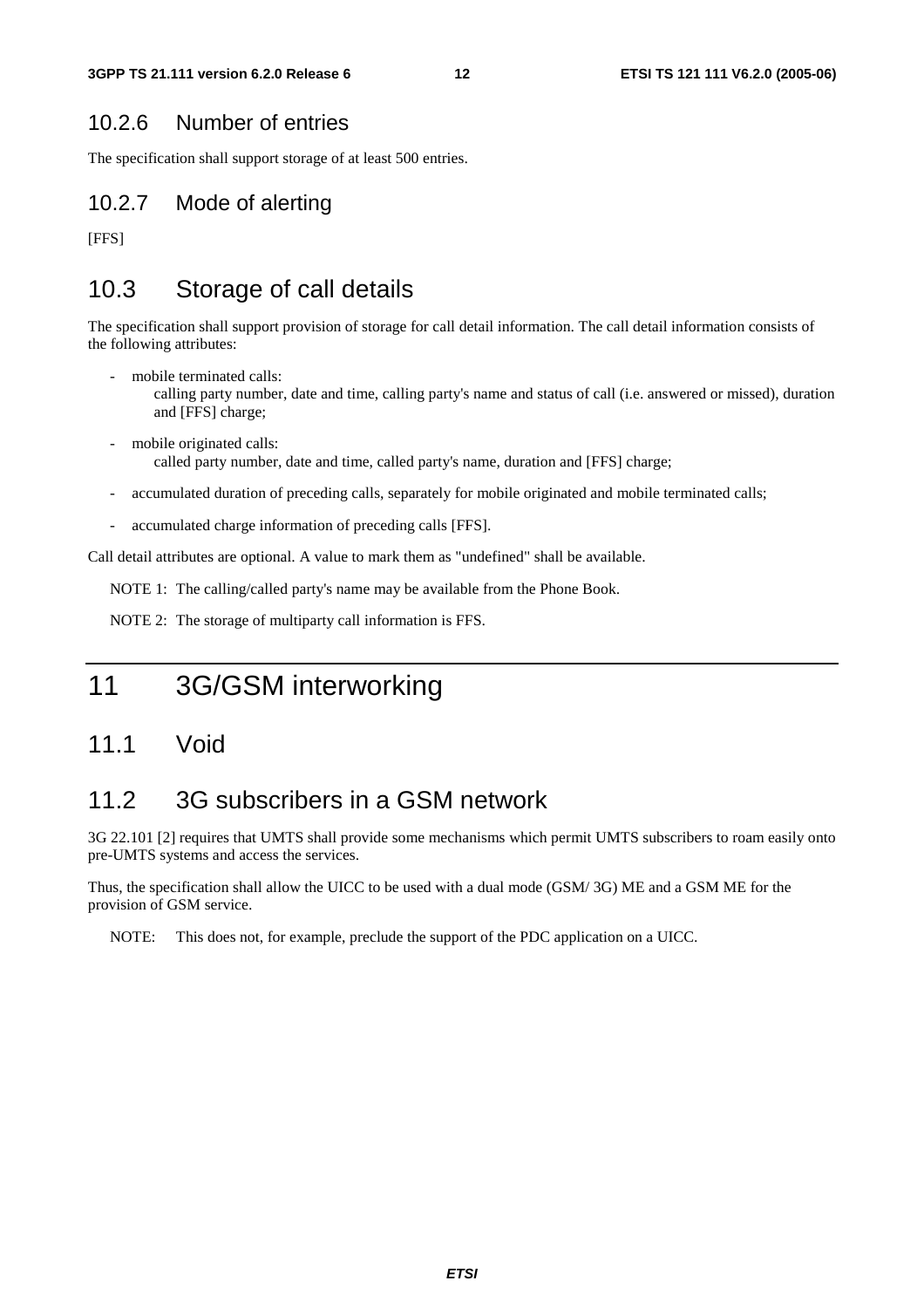### 10.2.6 Number of entries

The specification shall support storage of at least 500 entries.

### 10.2.7 Mode of alerting

[FFS]

## 10.3 Storage of call details

The specification shall support provision of storage for call detail information. The call detail information consists of the following attributes:

- mobile terminated calls:
  calling party number, date and time, calling party's name and status of call (i.e. answered or missed), duration and [FFS] charge;
- mobile originated calls:
  called party number, date and time, called party's name, duration and [FFS] charge;
- accumulated duration of preceding calls, separately for mobile originated and mobile terminated calls;
- accumulated charge information of preceding calls [FFS].

Call detail attributes are optional. A value to mark them as "undefined" shall be available.

NOTE 1: The calling/called party's name may be available from the Phone Book.

NOTE 2: The storage of multiparty call information is FFS.

# 11 3G/GSM interworking

## 11.1 Void

## 11.2 3G subscribers in a GSM network

3G 22.101 [2] requires that UMTS shall provide some mechanisms which permit UMTS subscribers to roam easily onto pre-UMTS systems and access the services.

Thus, the specification shall allow the UICC to be used with a dual mode (GSM/ 3G) ME and a GSM ME for the provision of GSM service.

NOTE: This does not, for example, preclude the support of the PDC application on a UICC.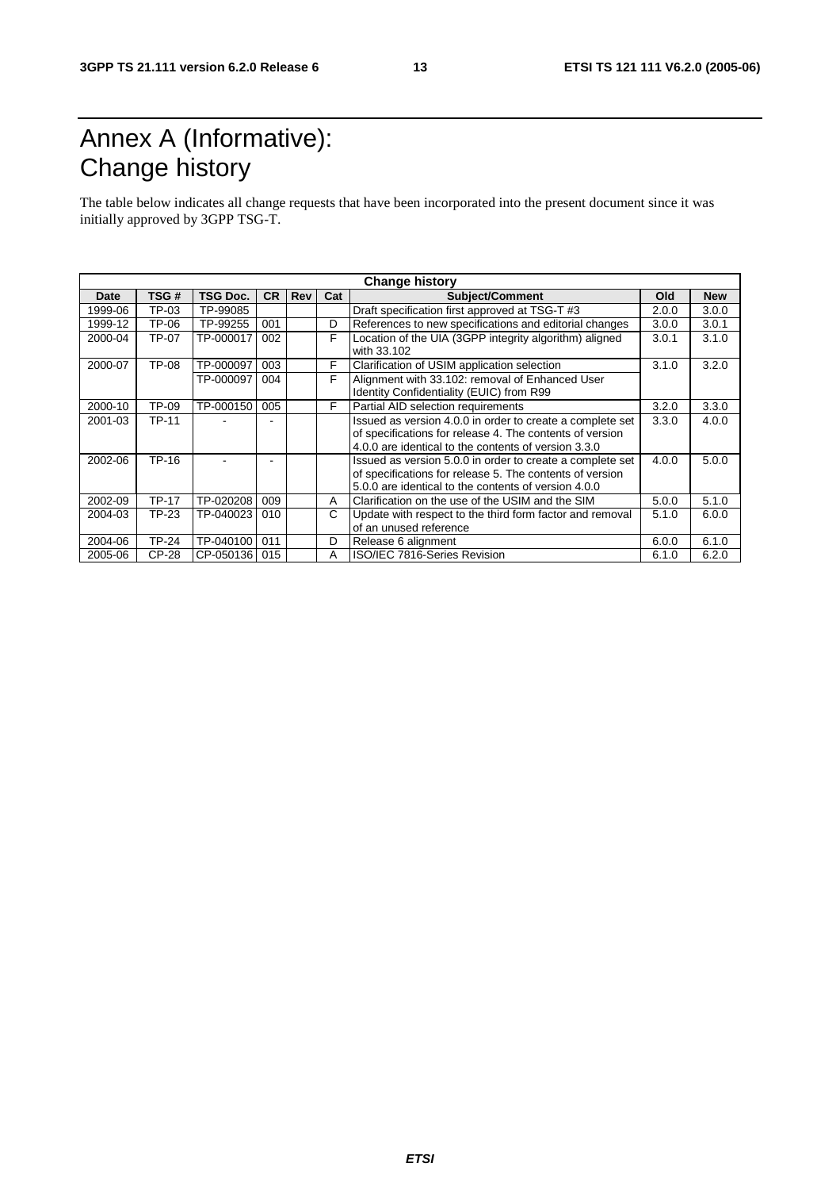# Annex A (Informative): Change history

The table below indicates all change requests that have been incorporated into the present document since it was initially approved by 3GPP TSG-T.

| Change history | | | | | | | | |
|---|---|---|---|---|---|---|---|---|
| **Date** | **TSG #** | **TSG Doc.** | **CR** | **Rev** | **Cat** | **Subject/Comment** | **Old** | **New** |
| 1999-06 | TP-03 | TP-99085 | | | | Draft specification first approved at TSG-T #3 | 2.0.0 | 3.0.0 |
| 1999-12 | TP-06 | TP-99255 | 001 | | D | References to new specifications and editorial changes | 3.0.0 | 3.0.1 |
| 2000-04 | TP-07 | TP-000017 | 002 | | F | Location of the UIA (3GPP integrity algorithm) aligned with 33.102 | 3.0.1 | 3.1.0 |
| 2000-07 | TP-08 | TP-000097 | 003 | | F | Clarification of USIM application selection | 3.1.0 | 3.2.0 |
| | | TP-000097 | 004 | | F | Alignment with 33.102: removal of Enhanced User Identity Confidentiality (EUIC) from R99 | | |
| 2000-10 | TP-09 | TP-000150 | 005 | | F | Partial AID selection requirements | 3.2.0 | 3.3.0 |
| 2001-03 | TP-11 | - | - | | | Issued as version 4.0.0 in order to create a complete set of specifications for release 4. The contents of version 4.0.0 are identical to the contents of version 3.3.0 | 3.3.0 | 4.0.0 |
| 2002-06 | TP-16 | - | - | | | Issued as version 5.0.0 in order to create a complete set of specifications for release 5. The contents of version 5.0.0 are identical to the contents of version 4.0.0 | 4.0.0 | 5.0.0 |
| 2002-09 | TP-17 | TP-020208 | 009 | | A | Clarification on the use of the USIM and the SIM | 5.0.0 | 5.1.0 |
| 2004-03 | TP-23 | TP-040023 | 010 | | C | Update with respect to the third form factor and removal of an unused reference | 5.1.0 | 6.0.0 |
| 2004-06 | TP-24 | TP-040100 | 011 | | D | Release 6 alignment | 6.0.0 | 6.1.0 |
| 2005-06 | CP-28 | CP-050136 | 015 | | A | ISO/IEC 7816-Series Revision | 6.1.0 | 6.2.0 |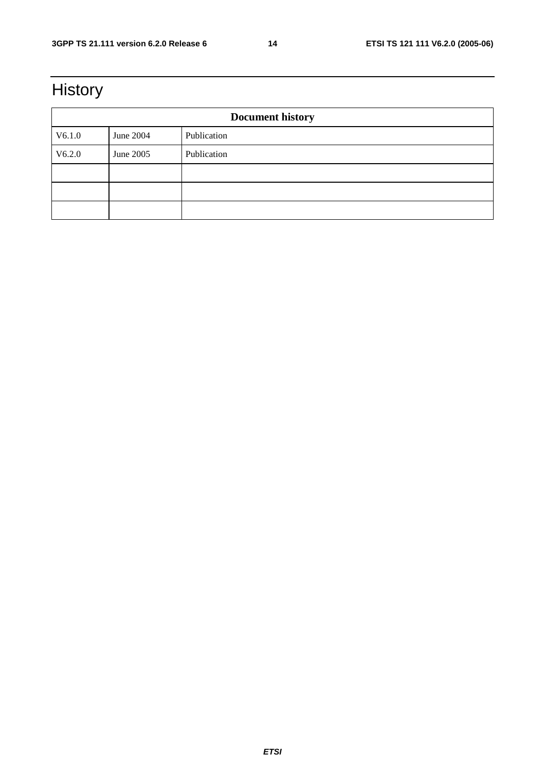# History

| Document history | | |
|---|---|---|
| V6.1.0 | June 2004 | Publication |
| V6.2.0 | June 2005 | Publication |
| | | |
| | | |
| | | |